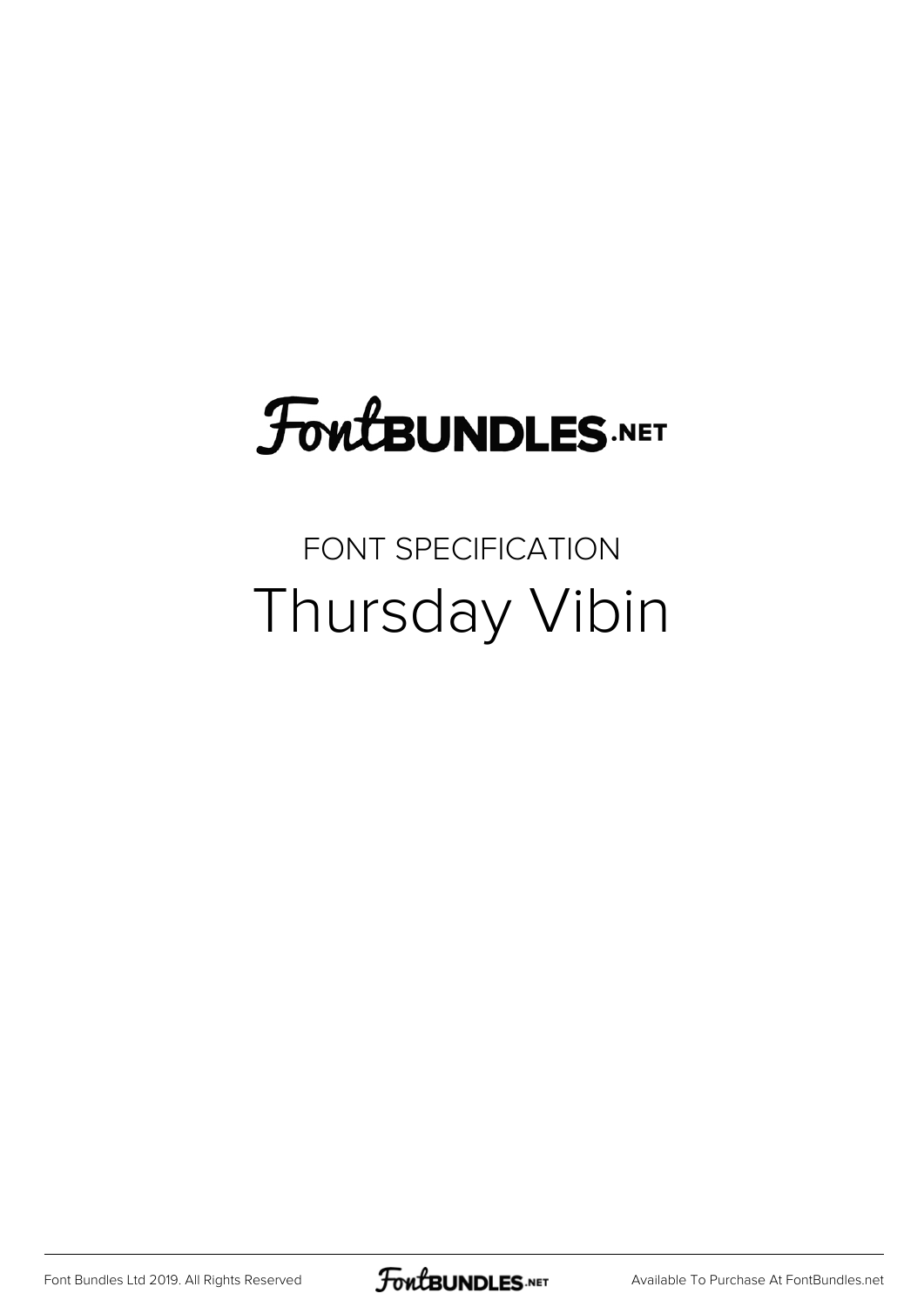FontBUNDLES.NET

FONT SPECIFICATION

# Thursday Vibin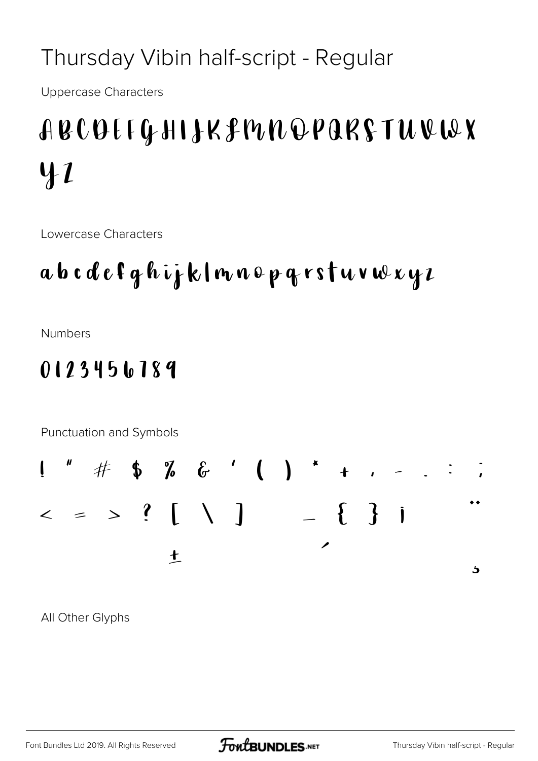# Thursday Vibin half-script - Regular

Uppercase Characters

A B C D E F G H I J K L M N O P Q R S T U V W X Y Z

Lowercase Characters

a b c d e f g h i j k l m n o p q r s t u v w x y z

Numbers

0 1 2 3 4 5 6 7 8 9

Punctuation and Symbols

! " # $ % & ' ( ) * + , - . : ;

< = > ? [ \ ] _ { } ¡ ¨

´

±

¸

All Other Glyphs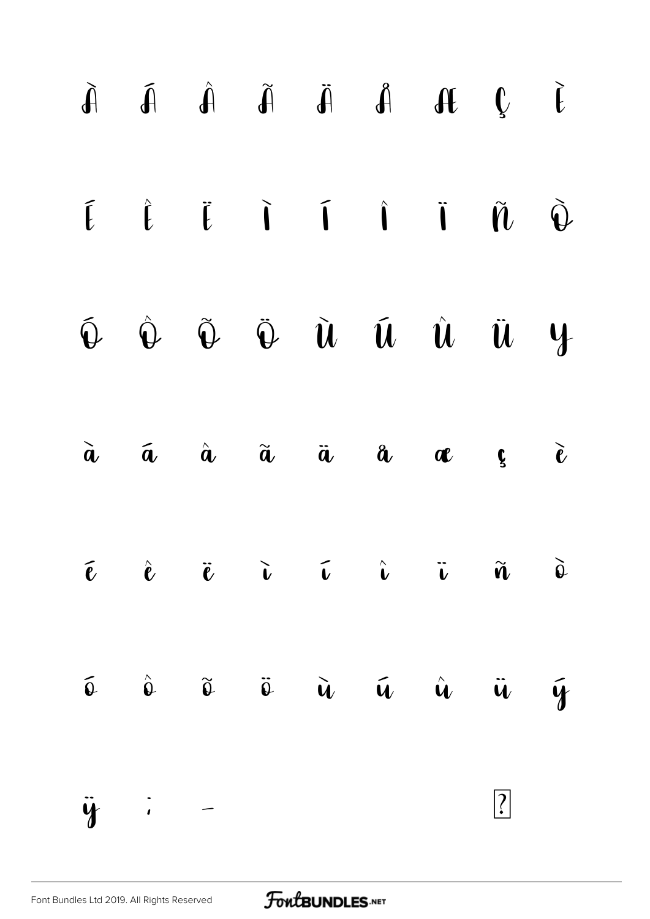À Á Â Ã Ä Å Æ Ç È

É Ê Ë Ì Í Î Ï Ñ Ò

Ó Ô Õ Ö Ù Ú Û Ü Y

à á â ã ä å æ ç è

é ê ë ì í î ï ñ ò

ó ô õ ö ù ú û ü ý

ÿ ; – ?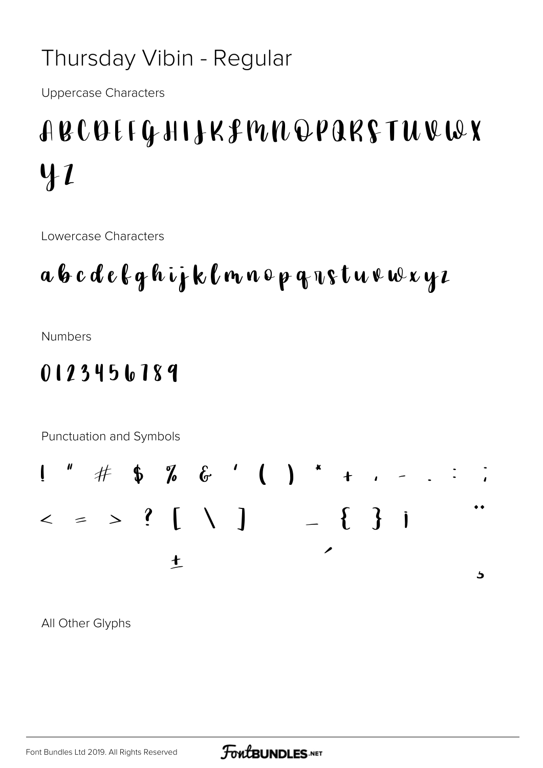# Thursday Vibin - Regular

Uppercase Characters

A B C D E F G H I J K L M N O P Q R S T U V W X Y Z

Lowercase Characters

a b c d e f g h i j k l m n o p q r s t u v w x y z

Numbers

0 1 2 3 4 5 6 7 8 9

Punctuation and Symbols

! " # $ % & ' ( ) * + , - . : ;

< = > ? [ \ ] _ { } ¡ ¨

± ´ ¸

All Other Glyphs

Font Bundles Ltd 2019. All Rights Reserved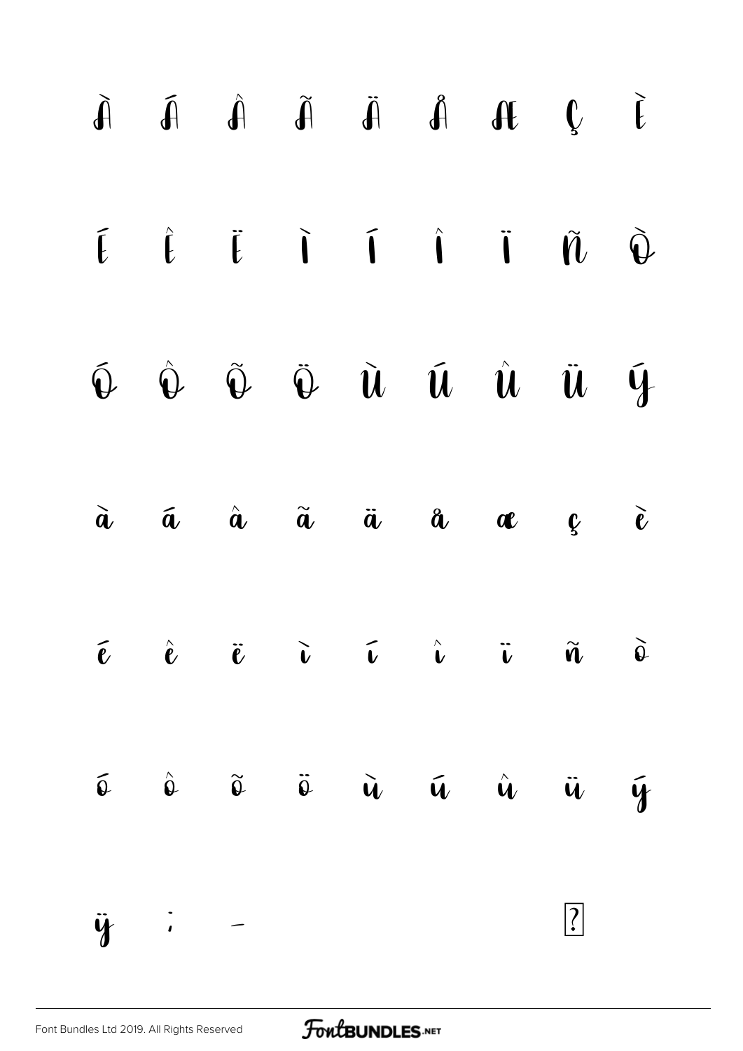À Á Â Ã Ä Å Æ Ç È

É Ê Ë Ì Í Î Ï Ñ Ò

Ó Ô Õ Ö Ù Ú Û Ü Ý

à á â ã ä å æ ç è

é ê ë ì í î ï ñ ò

ó ô õ ö ù ú û ü ý

ÿ ; – ?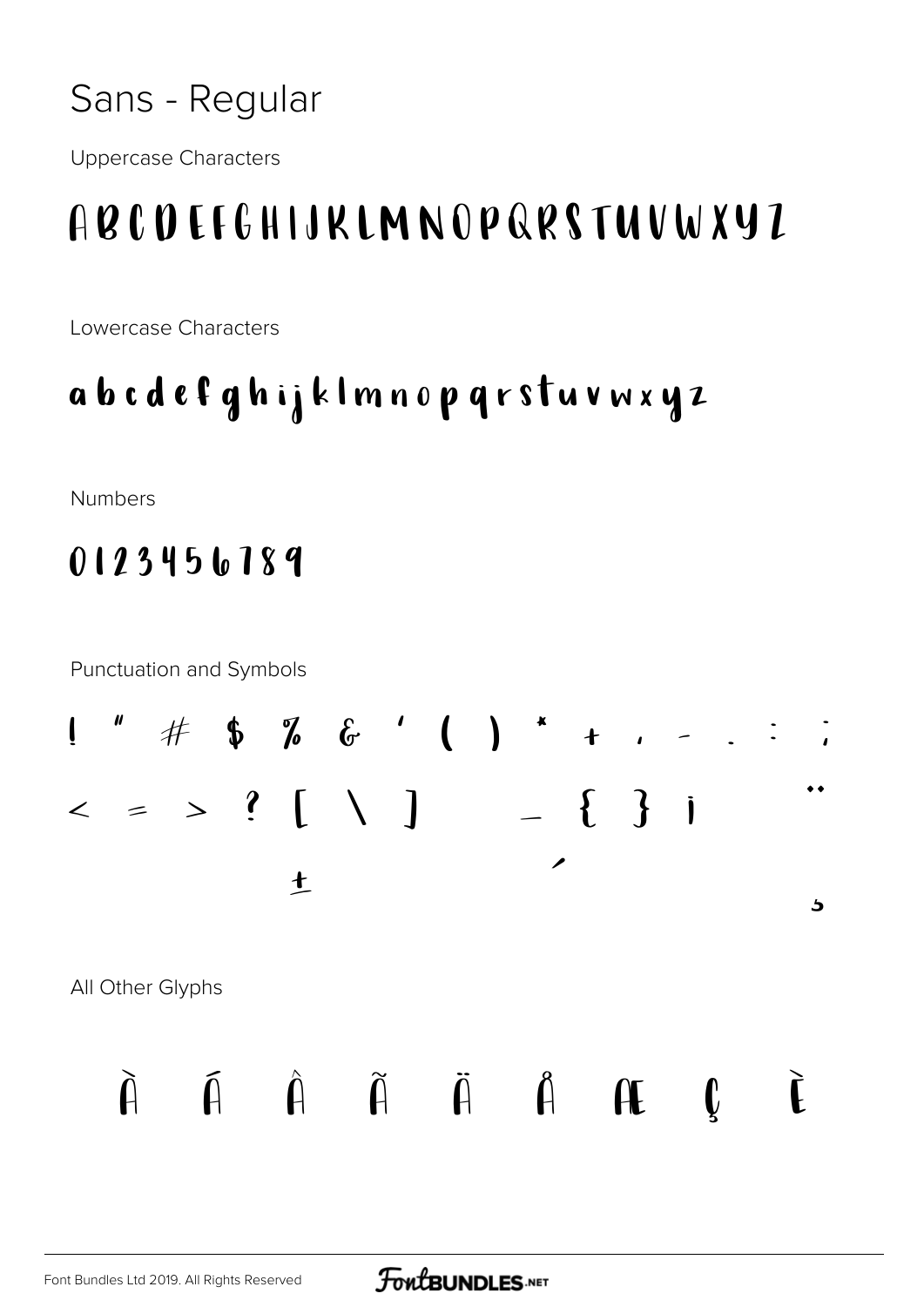# Sans - Regular

Uppercase Characters

A B C D E F G H I J K L M N O P Q R S T U V W X Y Z

Lowercase Characters

a b c d e f g h i j k l m n o p q r s t u v w x y z

Numbers

0 1 2 3 4 5 6 7 8 9

Punctuation and Symbols

! " # $ % & ' ( ) * + , - . : ;

< = > ? [ \ ] _ { } ¡ ¨

´ ±

¸

All Other Glyphs

À Á Â Ã Ä Å Æ Ç È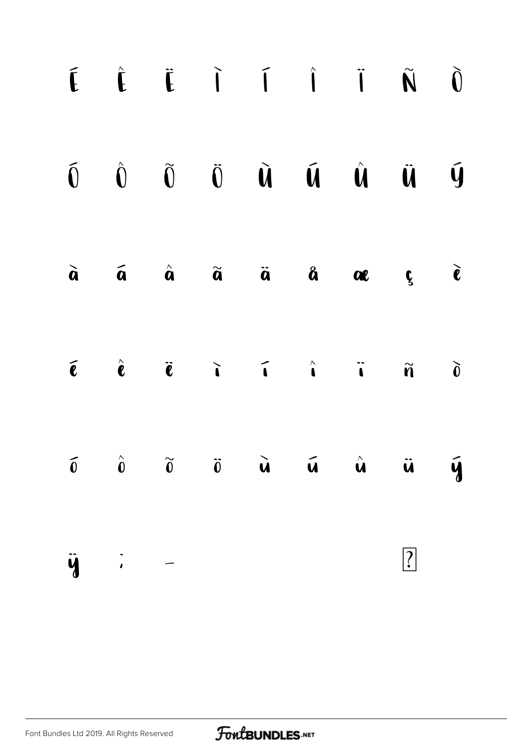É Ê Ë Ì Í Î Ï Ñ Ò

Ó Ô Õ Ö Ù Ú Û Ü Ý

à á â ã ä å æ ç è

é ê ë ì í î ï ñ ò

ó ô õ ö ù ú û ü ý

ÿ ; – ?